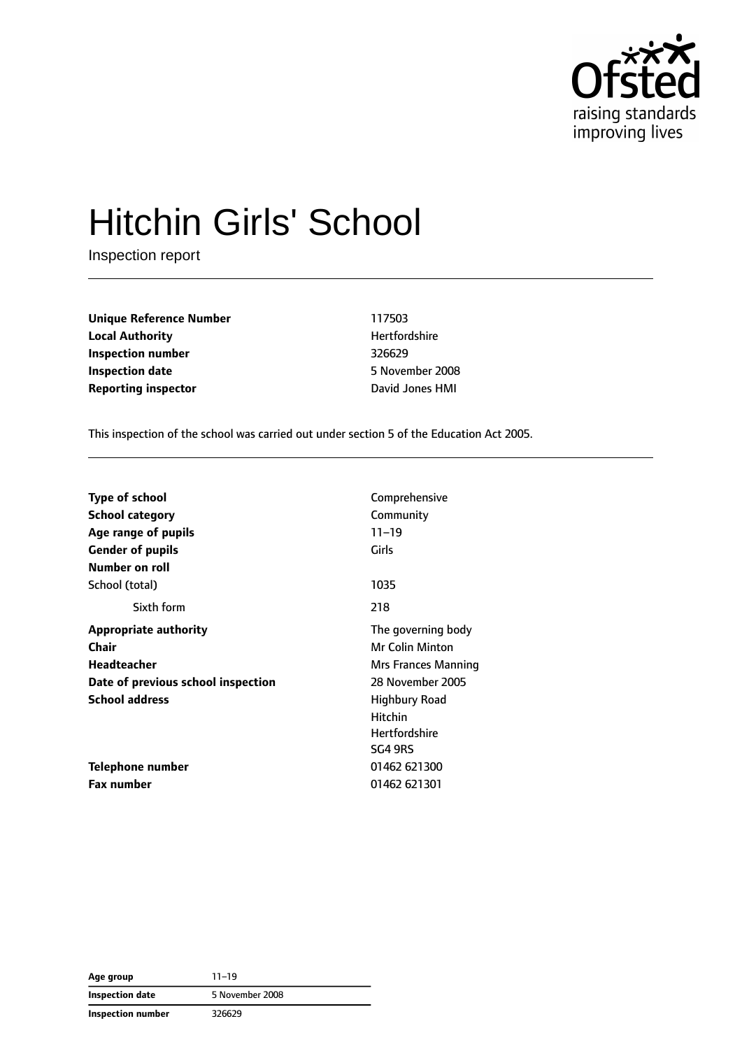# Hitchin Girls' School

Inspection report

| | |
|---|---|
| **Unique Reference Number** | 117503 |
| **Local Authority** | Hertfordshire |
| **Inspection number** | 326629 |
| **Inspection date** | 5 November 2008 |
| **Reporting inspector** | David Jones HMI |

This inspection of the school was carried out under section 5 of the Education Act 2005.

| | |
|---|---|
| **Type of school** | Comprehensive |
| **School category** | Community |
| **Age range of pupils** | 11–19 |
| **Gender of pupils** | Girls |
| **Number on roll** | |
| School (total) | 1035 |
| Sixth form | 218 |
| **Appropriate authority** | The governing body |
| **Chair** | Mr Colin Minton |
| **Headteacher** | Mrs Frances Manning |
| **Date of previous school inspection** | 28 November 2005 |
| **School address** | Highbury Road<br>Hitchin<br>Hertfordshire<br>SG4 9RS |
| **Telephone number** | 01462 621300 |
| **Fax number** | 01462 621301 |

| | |
|---|---|
| **Age group** | 11–19 |
| **Inspection date** | 5 November 2008 |
| **Inspection number** | 326629 |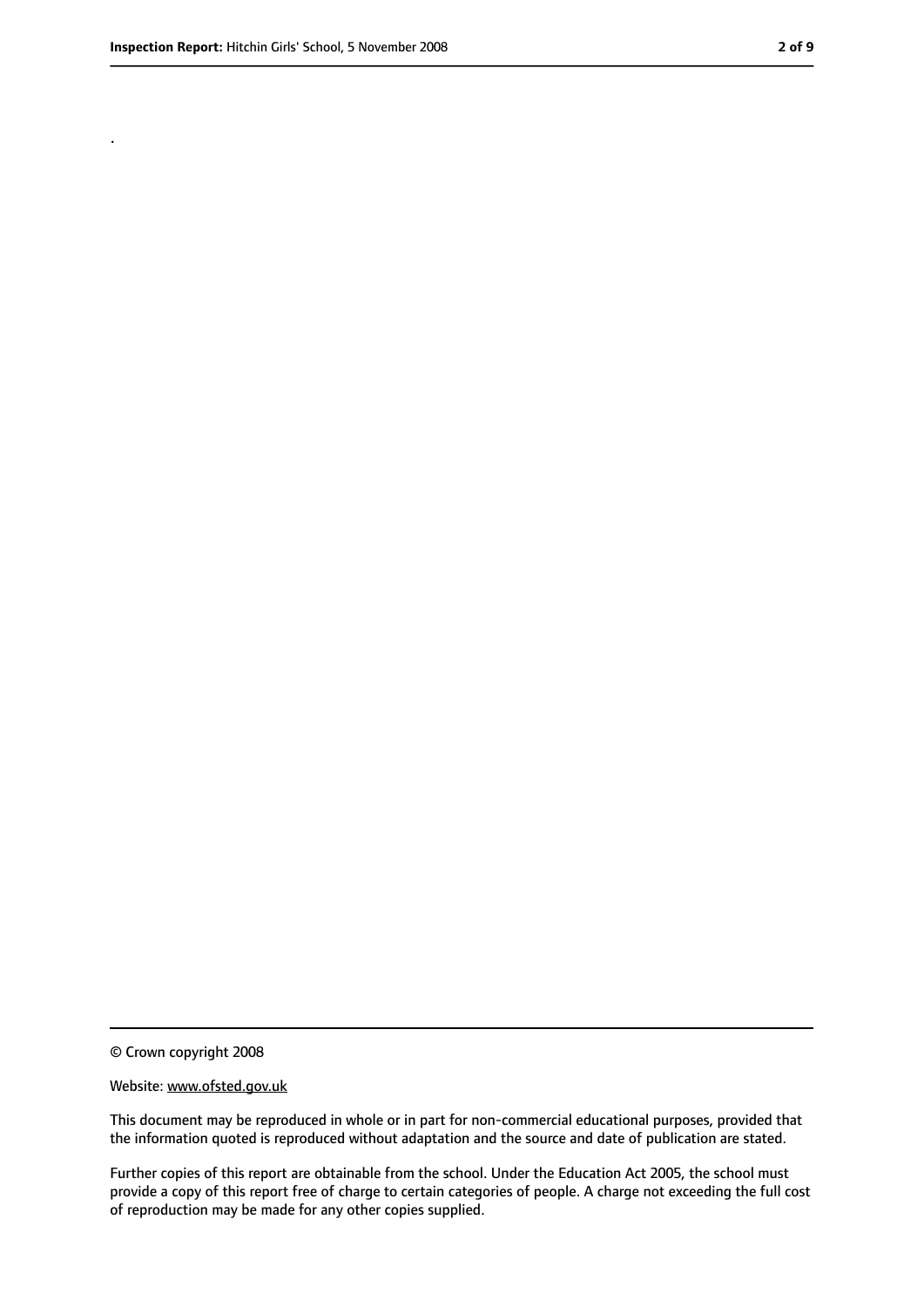.

© Crown copyright 2008

Website: www.ofsted.gov.uk

This document may be reproduced in whole or in part for non-commercial educational purposes, provided that the information quoted is reproduced without adaptation and the source and date of publication are stated.

Further copies of this report are obtainable from the school. Under the Education Act 2005, the school must provide a copy of this report free of charge to certain categories of people. A charge not exceeding the full cost of reproduction may be made for any other copies supplied.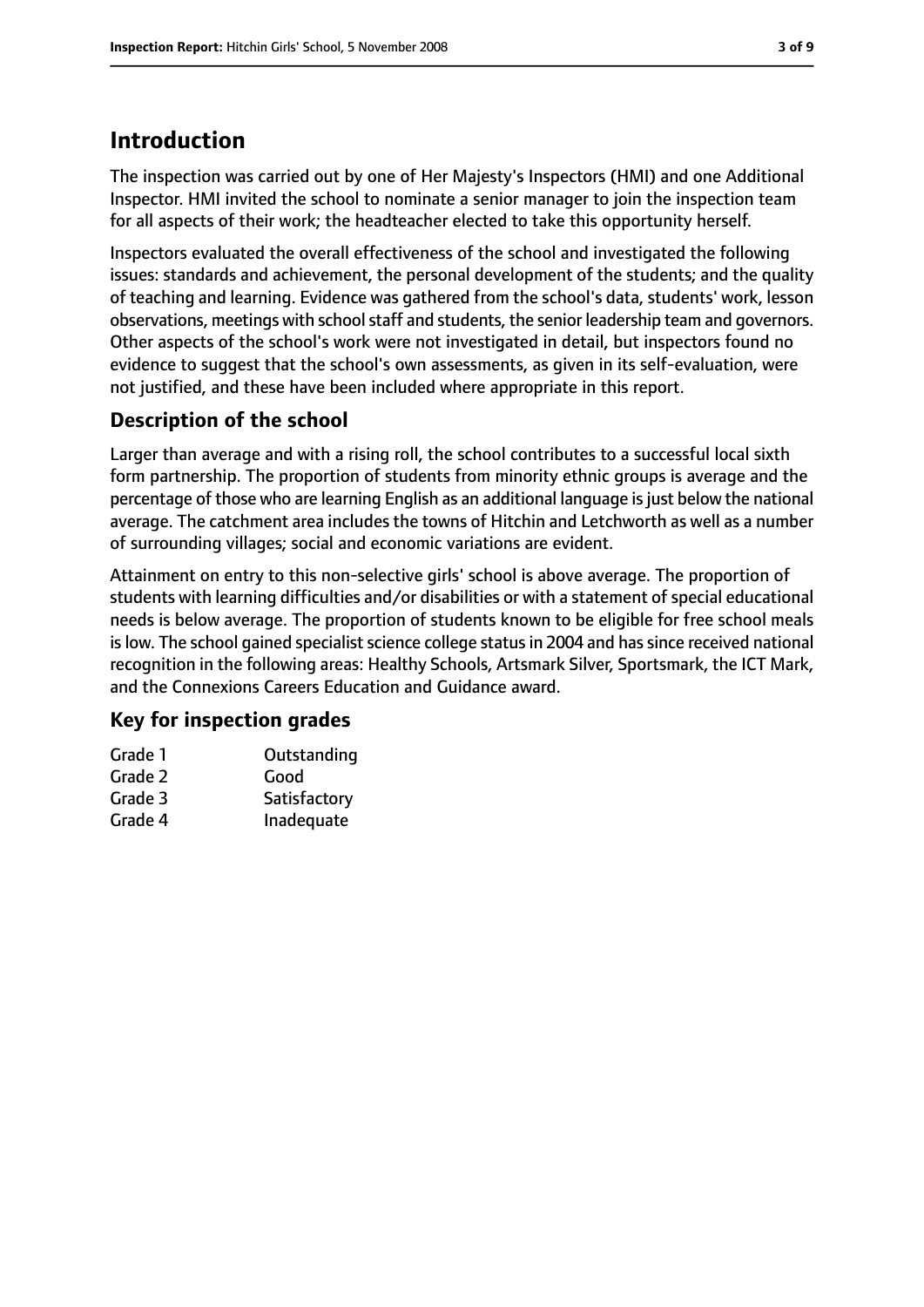# Introduction

The inspection was carried out by one of Her Majesty's Inspectors (HMI) and one Additional Inspector. HMI invited the school to nominate a senior manager to join the inspection team for all aspects of their work; the headteacher elected to take this opportunity herself.

Inspectors evaluated the overall effectiveness of the school and investigated the following issues: standards and achievement, the personal development of the students; and the quality of teaching and learning. Evidence was gathered from the school's data, students' work, lesson observations, meetings with school staff and students, the senior leadership team and governors. Other aspects of the school's work were not investigated in detail, but inspectors found no evidence to suggest that the school's own assessments, as given in its self-evaluation, were not justified, and these have been included where appropriate in this report.

## Description of the school

Larger than average and with a rising roll, the school contributes to a successful local sixth form partnership. The proportion of students from minority ethnic groups is average and the percentage of those who are learning English as an additional language is just below the national average. The catchment area includes the towns of Hitchin and Letchworth as well as a number of surrounding villages; social and economic variations are evident.

Attainment on entry to this non-selective girls' school is above average. The proportion of students with learning difficulties and/or disabilities or with a statement of special educational needs is below average. The proportion of students known to be eligible for free school meals is low. The school gained specialist science college status in 2004 and has since received national recognition in the following areas: Healthy Schools, Artsmark Silver, Sportsmark, the ICT Mark, and the Connexions Careers Education and Guidance award.

## Key for inspection grades

| | |
|---|---|
| Grade 1 | Outstanding |
| Grade 2 | Good |
| Grade 3 | Satisfactory |
| Grade 4 | Inadequate |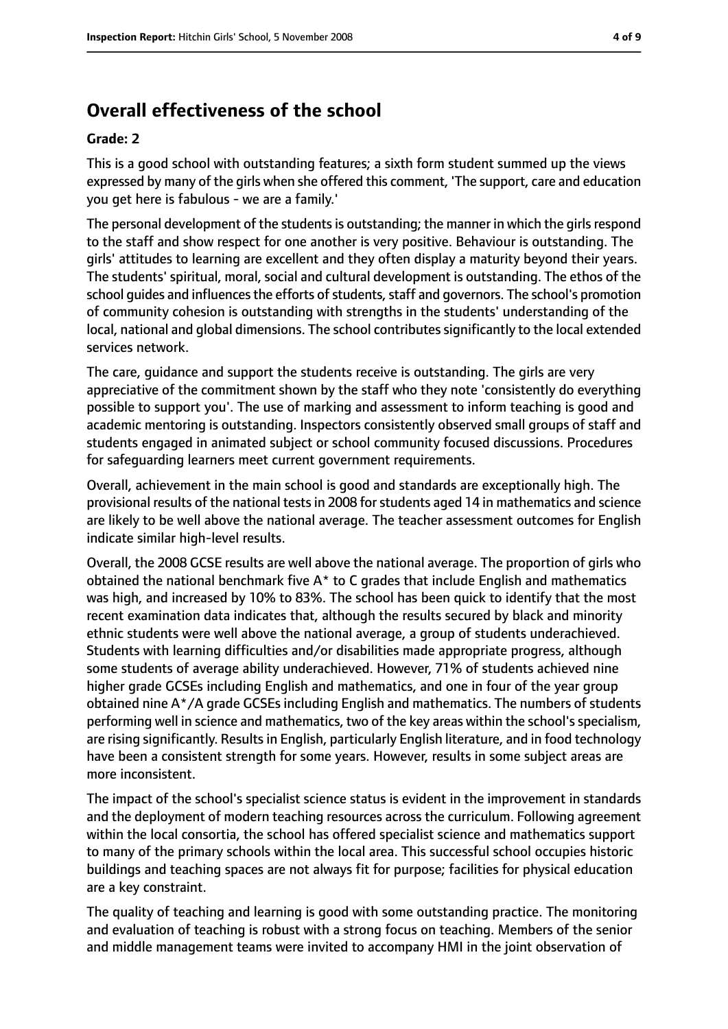## Overall effectiveness of the school

### Grade: 2

This is a good school with outstanding features; a sixth form student summed up the views expressed by many of the girls when she offered this comment, 'The support, care and education you get here is fabulous - we are a family.'

The personal development of the students is outstanding; the manner in which the girls respond to the staff and show respect for one another is very positive. Behaviour is outstanding. The girls' attitudes to learning are excellent and they often display a maturity beyond their years. The students' spiritual, moral, social and cultural development is outstanding. The ethos of the school guides and influences the efforts of students, staff and governors. The school's promotion of community cohesion is outstanding with strengths in the students' understanding of the local, national and global dimensions. The school contributes significantly to the local extended services network.

The care, guidance and support the students receive is outstanding. The girls are very appreciative of the commitment shown by the staff who they note 'consistently do everything possible to support you'. The use of marking and assessment to inform teaching is good and academic mentoring is outstanding. Inspectors consistently observed small groups of staff and students engaged in animated subject or school community focused discussions. Procedures for safeguarding learners meet current government requirements.

Overall, achievement in the main school is good and standards are exceptionally high. The provisional results of the national tests in 2008 for students aged 14 in mathematics and science are likely to be well above the national average. The teacher assessment outcomes for English indicate similar high-level results.

Overall, the 2008 GCSE results are well above the national average. The proportion of girls who obtained the national benchmark five A* to C grades that include English and mathematics was high, and increased by 10% to 83%. The school has been quick to identify that the most recent examination data indicates that, although the results secured by black and minority ethnic students were well above the national average, a group of students underachieved. Students with learning difficulties and/or disabilities made appropriate progress, although some students of average ability underachieved. However, 71% of students achieved nine higher grade GCSEs including English and mathematics, and one in four of the year group obtained nine A*/A grade GCSEs including English and mathematics. The numbers of students performing well in science and mathematics, two of the key areas within the school's specialism, are rising significantly. Results in English, particularly English literature, and in food technology have been a consistent strength for some years. However, results in some subject areas are more inconsistent.

The impact of the school's specialist science status is evident in the improvement in standards and the deployment of modern teaching resources across the curriculum. Following agreement within the local consortia, the school has offered specialist science and mathematics support to many of the primary schools within the local area. This successful school occupies historic buildings and teaching spaces are not always fit for purpose; facilities for physical education are a key constraint.

The quality of teaching and learning is good with some outstanding practice. The monitoring and evaluation of teaching is robust with a strong focus on teaching. Members of the senior and middle management teams were invited to accompany HMI in the joint observation of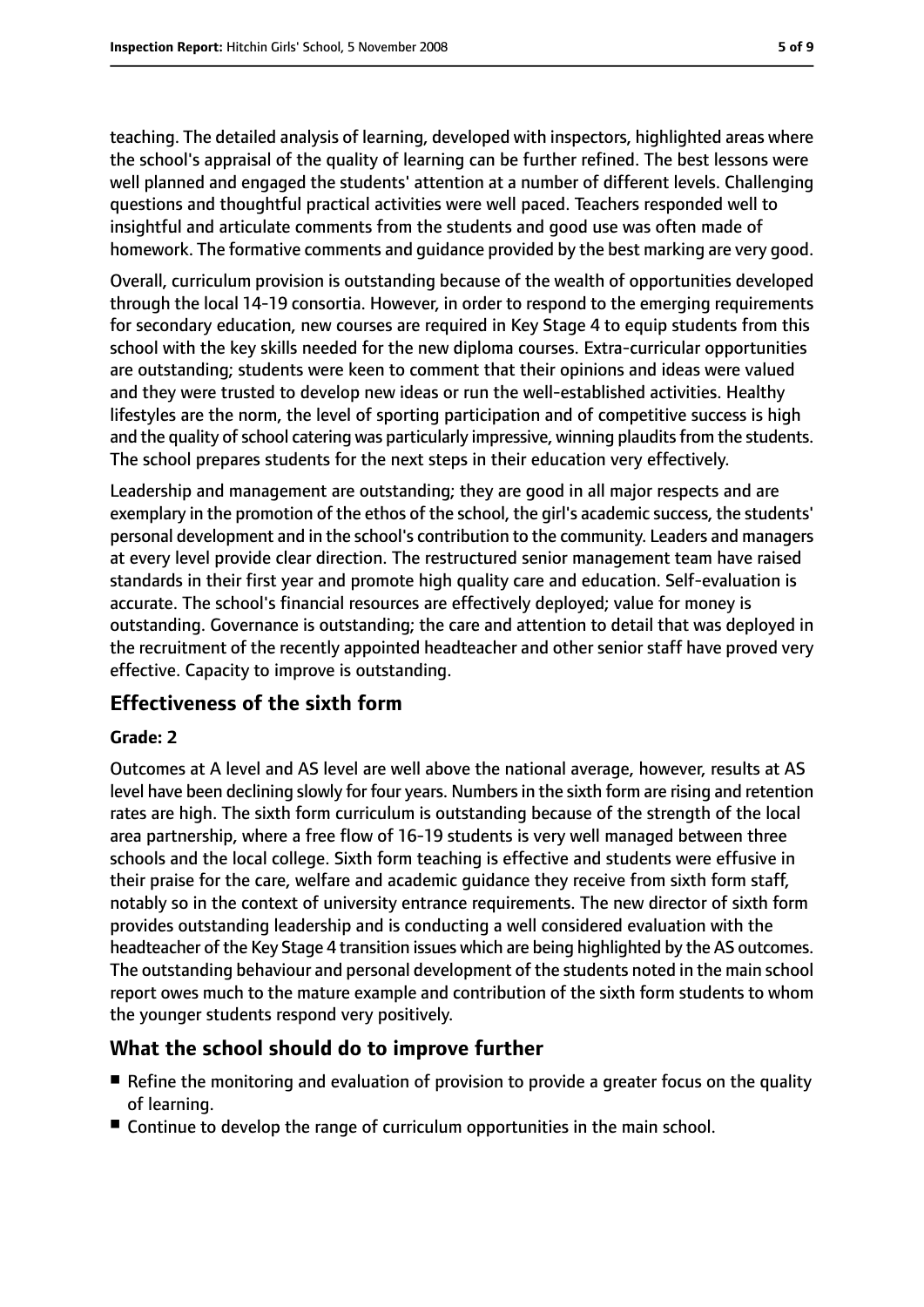teaching. The detailed analysis of learning, developed with inspectors, highlighted areas where the school's appraisal of the quality of learning can be further refined. The best lessons were well planned and engaged the students' attention at a number of different levels. Challenging questions and thoughtful practical activities were well paced. Teachers responded well to insightful and articulate comments from the students and good use was often made of homework. The formative comments and guidance provided by the best marking are very good.

Overall, curriculum provision is outstanding because of the wealth of opportunities developed through the local 14-19 consortia. However, in order to respond to the emerging requirements for secondary education, new courses are required in Key Stage 4 to equip students from this school with the key skills needed for the new diploma courses. Extra-curricular opportunities are outstanding; students were keen to comment that their opinions and ideas were valued and they were trusted to develop new ideas or run the well-established activities. Healthy lifestyles are the norm, the level of sporting participation and of competitive success is high and the quality of school catering was particularly impressive, winning plaudits from the students. The school prepares students for the next steps in their education very effectively.

Leadership and management are outstanding; they are good in all major respects and are exemplary in the promotion of the ethos of the school, the girl's academic success, the students' personal development and in the school's contribution to the community. Leaders and managers at every level provide clear direction. The restructured senior management team have raised standards in their first year and promote high quality care and education. Self-evaluation is accurate. The school's financial resources are effectively deployed; value for money is outstanding. Governance is outstanding; the care and attention to detail that was deployed in the recruitment of the recently appointed headteacher and other senior staff have proved very effective. Capacity to improve is outstanding.

## Effectiveness of the sixth form

### Grade: 2

Outcomes at A level and AS level are well above the national average, however, results at AS level have been declining slowly for four years. Numbers in the sixth form are rising and retention rates are high. The sixth form curriculum is outstanding because of the strength of the local area partnership, where a free flow of 16-19 students is very well managed between three schools and the local college. Sixth form teaching is effective and students were effusive in their praise for the care, welfare and academic guidance they receive from sixth form staff, notably so in the context of university entrance requirements. The new director of sixth form provides outstanding leadership and is conducting a well considered evaluation with the headteacher of the Key Stage 4 transition issues which are being highlighted by the AS outcomes. The outstanding behaviour and personal development of the students noted in the main school report owes much to the mature example and contribution of the sixth form students to whom the younger students respond very positively.

## What the school should do to improve further

- Refine the monitoring and evaluation of provision to provide a greater focus on the quality of learning.
- Continue to develop the range of curriculum opportunities in the main school.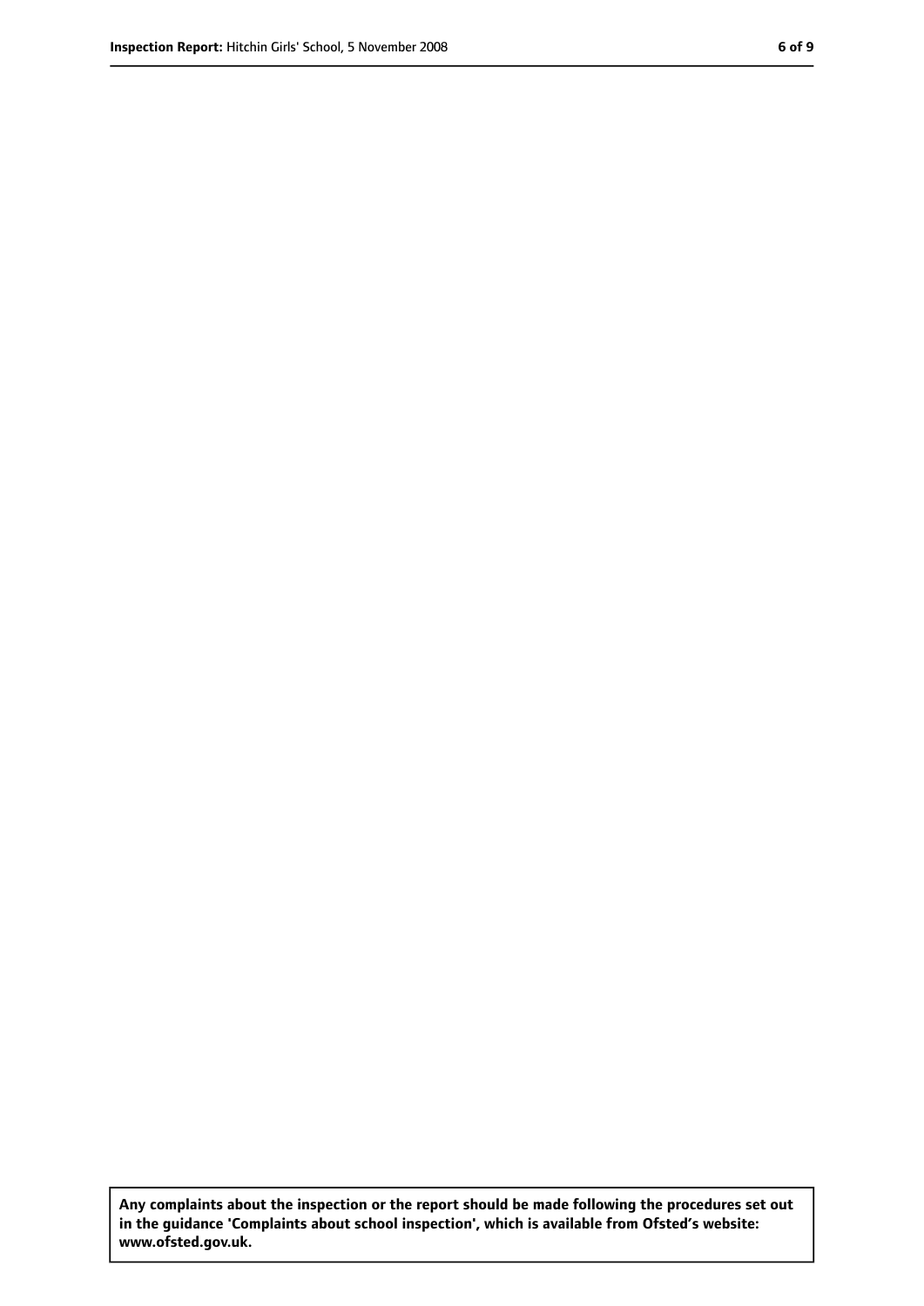**Any complaints about the inspection or the report should be made following the procedures set out in the guidance 'Complaints about school inspection', which is available from Ofsted's website: www.ofsted.gov.uk.**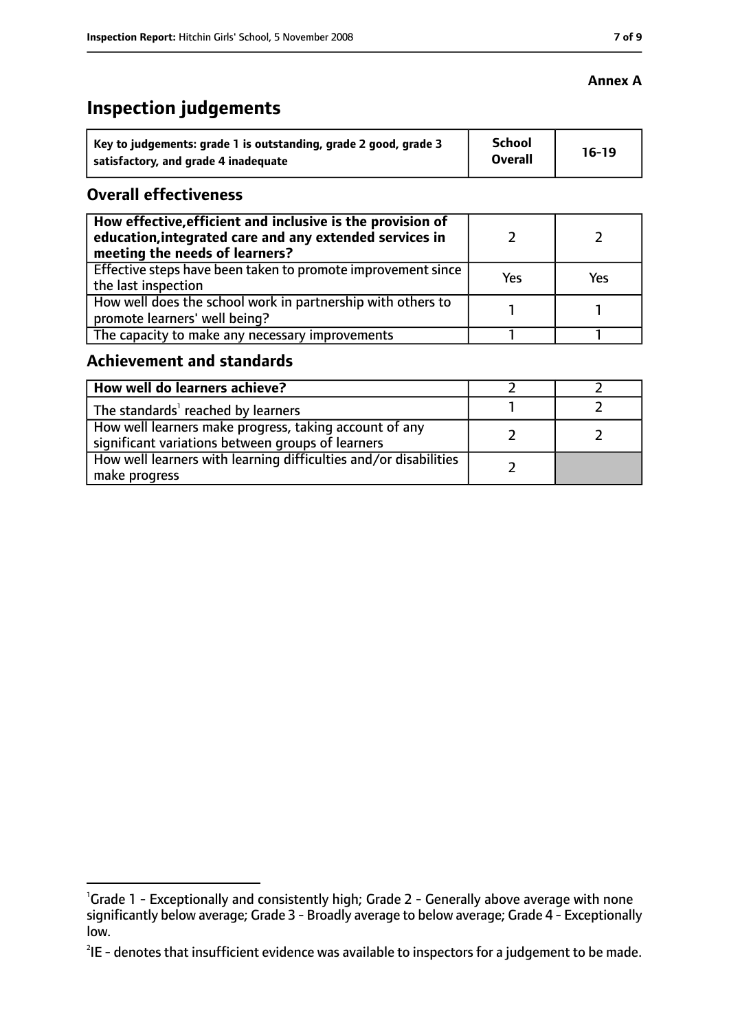**Annex A**

# Inspection judgements

| Key to judgements: grade 1 is outstanding, grade 2 good, grade 3 satisfactory, and grade 4 inadequate | School Overall | 16-19 |
|---|---|---|

## Overall effectiveness

| | | |
|---|---|---|
| **How effective, efficient and inclusive is the provision of education, integrated care and any extended services in meeting the needs of learners?** | 2 | 2 |
| Effective steps have been taken to promote improvement since the last inspection | Yes | Yes |
| How well does the school work in partnership with others to promote learners' well being? | 1 | 1 |
| The capacity to make any necessary improvements | 1 | 1 |

## Achievement and standards

| | | |
|---|---|---|
| **How well do learners achieve?** | 2 | 2 |
| The standards[1] reached by learners | 1 | 2 |
| How well learners make progress, taking account of any significant variations between groups of learners | 2 | 2 |
| How well learners with learning difficulties and/or disabilities make progress | 2 | |

[1] Grade 1 - Exceptionally and consistently high; Grade 2 - Generally above average with none significantly below average; Grade 3 - Broadly average to below average; Grade 4 - Exceptionally low.

[2] IE - denotes that insufficient evidence was available to inspectors for a judgement to be made.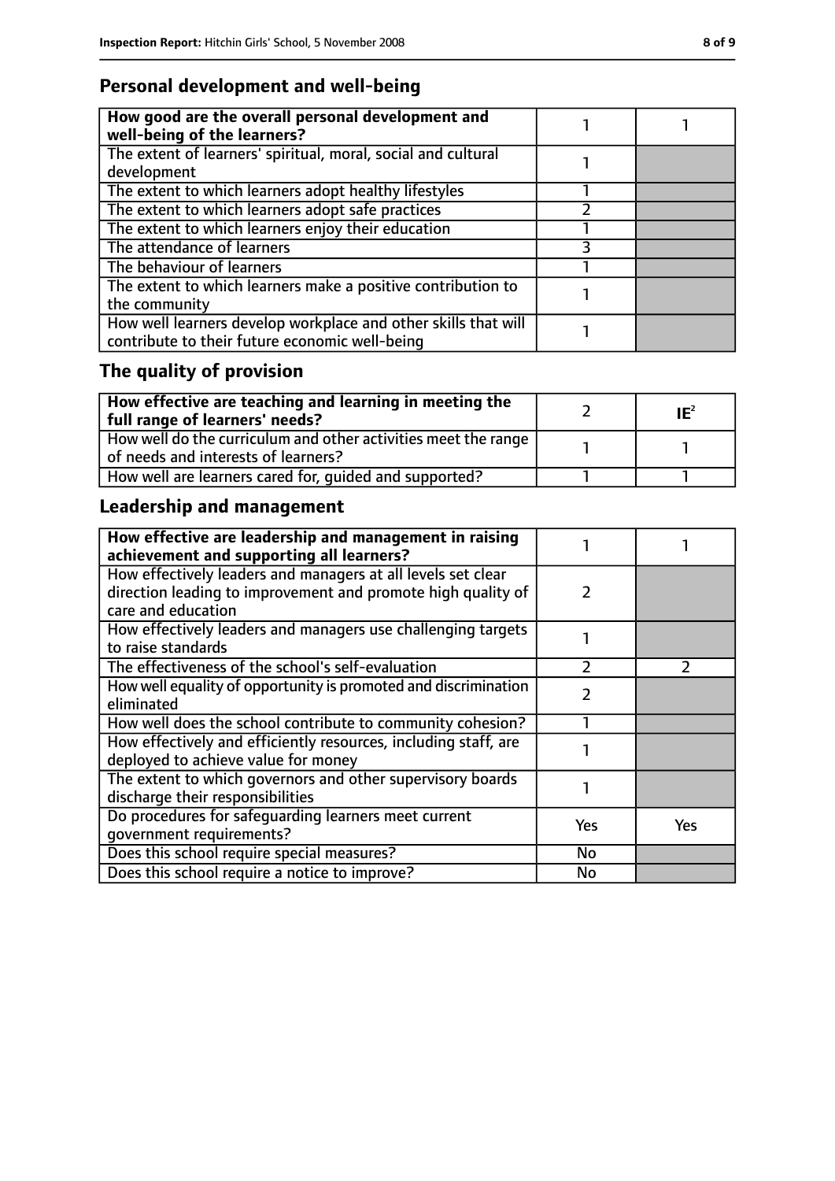## Personal development and well-being

| How good are the overall personal development and well-being of the learners? | 1 | 1 |
|---|---|---|
| The extent of learners' spiritual, moral, social and cultural development | 1 | |
| The extent to which learners adopt healthy lifestyles | 1 | |
| The extent to which learners adopt safe practices | 2 | |
| The extent to which learners enjoy their education | 1 | |
| The attendance of learners | 3 | |
| The behaviour of learners | 1 | |
| The extent to which learners make a positive contribution to the community | 1 | |
| How well learners develop workplace and other skills that will contribute to their future economic well-being | 1 | |

## The quality of provision

| How effective are teaching and learning in meeting the full range of learners' needs? | 2 | IE[2] |
|---|---|---|
| How well do the curriculum and other activities meet the range of needs and interests of learners? | 1 | 1 |
| How well are learners cared for, guided and supported? | 1 | 1 |

## Leadership and management

| How effective are leadership and management in raising achievement and supporting all learners? | 1 | 1 |
|---|---|---|
| How effectively leaders and managers at all levels set clear direction leading to improvement and promote high quality of care and education | 2 | |
| How effectively leaders and managers use challenging targets to raise standards | 1 | |
| The effectiveness of the school's self-evaluation | 2 | 2 |
| How well equality of opportunity is promoted and discrimination eliminated | 2 | |
| How well does the school contribute to community cohesion? | 1 | |
| How effectively and efficiently resources, including staff, are deployed to achieve value for money | 1 | |
| The extent to which governors and other supervisory boards discharge their responsibilities | 1 | |
| Do procedures for safeguarding learners meet current government requirements? | Yes | Yes |
| Does this school require special measures? | No | |
| Does this school require a notice to improve? | No | |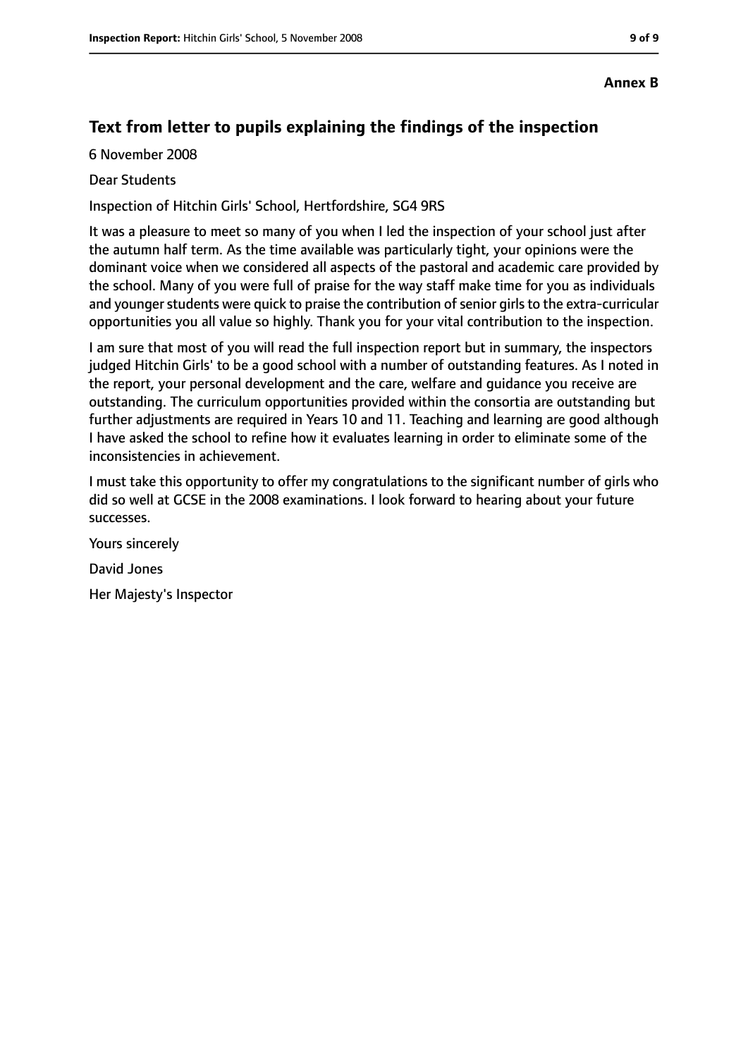**Annex B**

## Text from letter to pupils explaining the findings of the inspection

6 November 2008

Dear Students

Inspection of Hitchin Girls' School, Hertfordshire, SG4 9RS

It was a pleasure to meet so many of you when I led the inspection of your school just after the autumn half term. As the time available was particularly tight, your opinions were the dominant voice when we considered all aspects of the pastoral and academic care provided by the school. Many of you were full of praise for the way staff make time for you as individuals and younger students were quick to praise the contribution of senior girls to the extra-curricular opportunities you all value so highly. Thank you for your vital contribution to the inspection.

I am sure that most of you will read the full inspection report but in summary, the inspectors judged Hitchin Girls' to be a good school with a number of outstanding features. As I noted in the report, your personal development and the care, welfare and guidance you receive are outstanding. The curriculum opportunities provided within the consortia are outstanding but further adjustments are required in Years 10 and 11. Teaching and learning are good although I have asked the school to refine how it evaluates learning in order to eliminate some of the inconsistencies in achievement.

I must take this opportunity to offer my congratulations to the significant number of girls who did so well at GCSE in the 2008 examinations. I look forward to hearing about your future successes.

Yours sincerely

David Jones

Her Majesty's Inspector